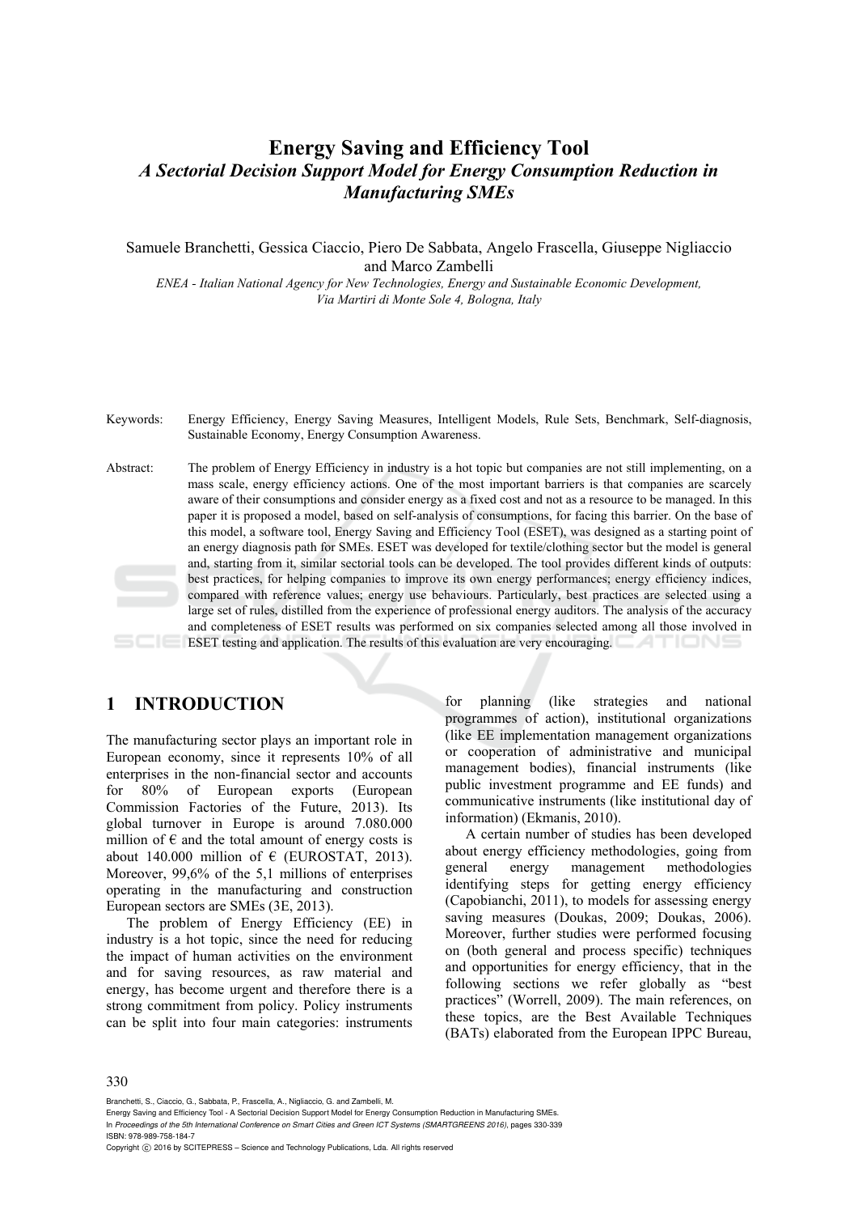# Energy Saving and Efficiency Tool

## *A Sectorial Decision Support Model for Energy Consumption Reduction in Manufacturing SMEs*

Samuele Branchetti, Gessica Ciaccio, Piero De Sabbata, Angelo Frascella, Giuseppe Nigliaccio and Marco Zambelli

*ENEA - Italian National Agency for New Technologies, Energy and Sustainable Economic Development, Via Martiri di Monte Sole 4, Bologna, Italy*

Keywords: Energy Efficiency, Energy Saving Measures, Intelligent Models, Rule Sets, Benchmark, Self-diagnosis, Sustainable Economy, Energy Consumption Awareness.

Abstract: The problem of Energy Efficiency in industry is a hot topic but companies are not still implementing, on a mass scale, energy efficiency actions. One of the most important barriers is that companies are scarcely aware of their consumptions and consider energy as a fixed cost and not as a resource to be managed. In this paper it is proposed a model, based on self-analysis of consumptions, for facing this barrier. On the base of this model, a software tool, Energy Saving and Efficiency Tool (ESET), was designed as a starting point of an energy diagnosis path for SMEs. ESET was developed for textile/clothing sector but the model is general and, starting from it, similar sectorial tools can be developed. The tool provides different kinds of outputs: best practices, for helping companies to improve its own energy performances; energy efficiency indices, compared with reference values; energy use behaviours. Particularly, best practices are selected using a large set of rules, distilled from the experience of professional energy auditors. The analysis of the accuracy and completeness of ESET results was performed on six companies selected among all those involved in ESET testing and application. The results of this evaluation are very encouraging.

## 1 INTRODUCTION

The manufacturing sector plays an important role in European economy, since it represents 10% of all enterprises in the non-financial sector and accounts for 80% of European exports (European Commission Factories of the Future, 2013). Its global turnover in Europe is around 7.080.000 million of € and the total amount of energy costs is about 140.000 million of € (EUROSTAT, 2013). Moreover, 99,6% of the 5,1 millions of enterprises operating in the manufacturing and construction European sectors are SMEs (3E, 2013).

The problem of Energy Efficiency (EE) in industry is a hot topic, since the need for reducing the impact of human activities on the environment and for saving resources, as raw material and energy, has become urgent and therefore there is a strong commitment from policy. Policy instruments can be split into four main categories: instruments for planning (like strategies and national programmes of action), institutional organizations (like EE implementation management organizations or cooperation of administrative and municipal management bodies), financial instruments (like public investment programme and EE funds) and communicative instruments (like institutional day of information) (Ekmanis, 2010).

A certain number of studies has been developed about energy efficiency methodologies, going from general energy management methodologies identifying steps for getting energy efficiency (Capobianchi, 2011), to models for assessing energy saving measures (Doukas, 2009; Doukas, 2006). Moreover, further studies were performed focusing on (both general and process specific) techniques and opportunities for energy efficiency, that in the following sections we refer globally as "best practices" (Worrell, 2009). The main references, on these topics, are the Best Available Techniques (BATs) elaborated from the European IPPC Bureau,

Branchetti, S., Ciaccio, G., Sabbata, P., Frascella, A., Nigliaccio, G. and Zambelli, M.
Energy Saving and Efficiency Tool - A Sectorial Decision Support Model for Energy Consumption Reduction in Manufacturing SMEs.
In *Proceedings of the 5th International Conference on Smart Cities and Green ICT Systems (SMARTGREENS 2016)*, pages 330-339
ISBN: 978-989-758-184-7
Copyright © 2016 by SCITEPRESS – Science and Technology Publications, Lda. All rights reserved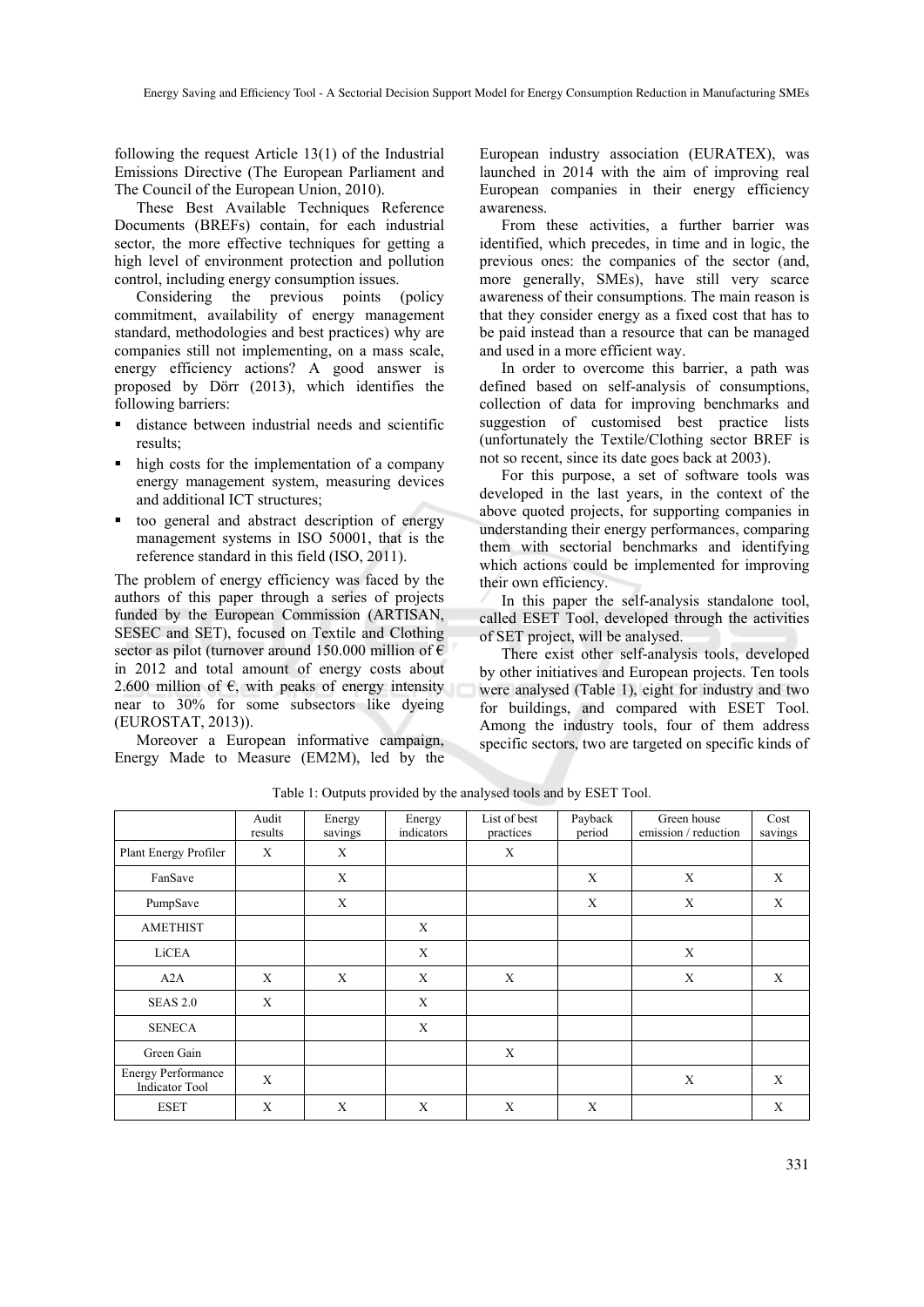following the request Article 13(1) of the Industrial Emissions Directive (The European Parliament and The Council of the European Union, 2010).

These Best Available Techniques Reference Documents (BREFs) contain, for each industrial sector, the more effective techniques for getting a high level of environment protection and pollution control, including energy consumption issues.

Considering the previous points (policy commitment, availability of energy management standard, methodologies and best practices) why are companies still not implementing, on a mass scale, energy efficiency actions? A good answer is proposed by Dörr (2013), which identifies the following barriers:

- distance between industrial needs and scientific results;
- high costs for the implementation of a company energy management system, measuring devices and additional ICT structures;
- too general and abstract description of energy management systems in ISO 50001, that is the reference standard in this field (ISO, 2011).

The problem of energy efficiency was faced by the authors of this paper through a series of projects funded by the European Commission (ARTISAN, SESEC and SET), focused on Textile and Clothing sector as pilot (turnover around 150.000 million of € in 2012 and total amount of energy costs about 2.600 million of €, with peaks of energy intensity near to 30% for some subsectors like dyeing (EUROSTAT, 2013)).

Moreover a European informative campaign, Energy Made to Measure (EM2M), led by the European industry association (EURATEX), was launched in 2014 with the aim of improving real European companies in their energy efficiency awareness.

From these activities, a further barrier was identified, which precedes, in time and in logic, the previous ones: the companies of the sector (and, more generally, SMEs), have still very scarce awareness of their consumptions. The main reason is that they consider energy as a fixed cost that has to be paid instead than a resource that can be managed and used in a more efficient way.

In order to overcome this barrier, a path was defined based on self-analysis of consumptions, collection of data for improving benchmarks and suggestion of customised best practice lists (unfortunately the Textile/Clothing sector BREF is not so recent, since its date goes back at 2003).

For this purpose, a set of software tools was developed in the last years, in the context of the above quoted projects, for supporting companies in understanding their energy performances, comparing them with sectorial benchmarks and identifying which actions could be implemented for improving their own efficiency.

In this paper the self-analysis standalone tool, called ESET Tool, developed through the activities of SET project, will be analysed.

There exist other self-analysis tools, developed by other initiatives and European projects. Ten tools were analysed (Table 1), eight for industry and two for buildings, and compared with ESET Tool. Among the industry tools, four of them address specific sectors, two are targeted on specific kinds of

Table 1: Outputs provided by the analysed tools and by ESET Tool.

| | Audit results | Energy savings | Energy indicators | List of best practices | Payback period | Green house emission / reduction | Cost savings |
|---|---|---|---|---|---|---|---|
| Plant Energy Profiler | X | X | | X | | | |
| FanSave | | X | | | X | X | X |
| PumpSave | | X | | | X | X | X |
| AMETHIST | | | X | | | | |
| LiCEA | | | X | | | X | |
| A2A | X | X | X | X | | X | X |
| SEAS 2.0 | X | | X | | | | |
| SENECA | | | X | | | | |
| Green Gain | | | | X | | | |
| Energy Performance Indicator Tool | X | | | | | X | X |
| ESET | X | X | X | X | X | | X |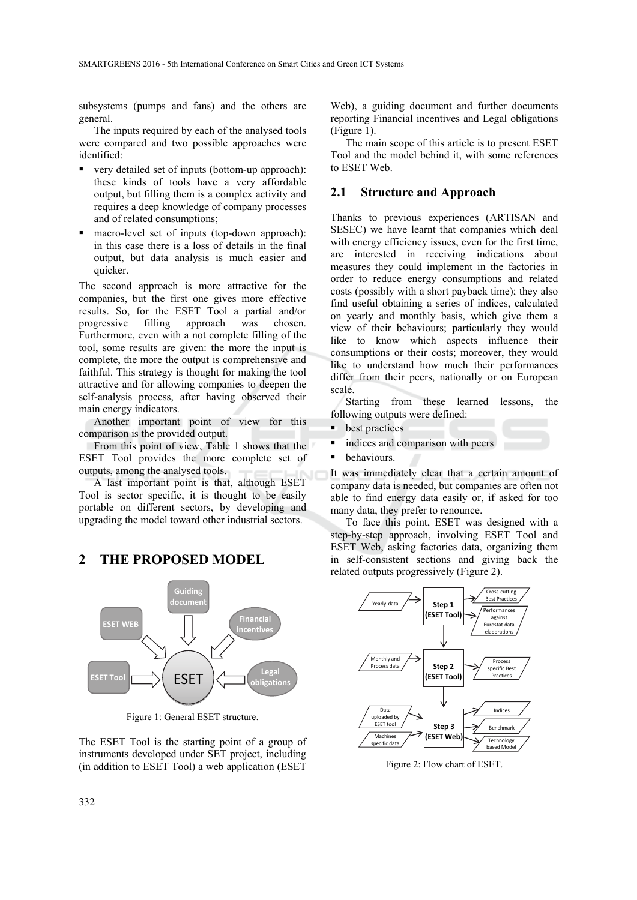subsystems (pumps and fans) and the others are general.

The inputs required by each of the analysed tools were compared and two possible approaches were identified:

- very detailed set of inputs (bottom-up approach): these kinds of tools have a very affordable output, but filling them is a complex activity and requires a deep knowledge of company processes and of related consumptions;
- macro-level set of inputs (top-down approach): in this case there is a loss of details in the final output, but data analysis is much easier and quicker.

The second approach is more attractive for the companies, but the first one gives more effective results. So, for the ESET Tool a partial and/or progressive filling approach was chosen. Furthermore, even with a not complete filling of the tool, some results are given: the more the input is complete, the more the output is comprehensive and faithful. This strategy is thought for making the tool attractive and for allowing companies to deepen the self-analysis process, after having observed their main energy indicators.

Another important point of view for this comparison is the provided output.

From this point of view, Table 1 shows that the ESET Tool provides the more complete set of outputs, among the analysed tools.

A last important point is that, although ESET Tool is sector specific, it is thought to be easily portable on different sectors, by developing and upgrading the model toward other industrial sectors.

## 2 THE PROPOSED MODEL

Figure 1: General ESET structure.

The ESET Tool is the starting point of a group of instruments developed under SET project, including (in addition to ESET Tool) a web application (ESET Web), a guiding document and further documents reporting Financial incentives and Legal obligations (Figure 1).

The main scope of this article is to present ESET Tool and the model behind it, with some references to ESET Web.

### 2.1 Structure and Approach

Thanks to previous experiences (ARTISAN and SESEC) we have learnt that companies which deal with energy efficiency issues, even for the first time, are interested in receiving indications about measures they could implement in the factories in order to reduce energy consumptions and related costs (possibly with a short payback time); they also find useful obtaining a series of indices, calculated on yearly and monthly basis, which give them a view of their behaviours; particularly they would like to know which aspects influence their consumptions or their costs; moreover, they would like to understand how much their performances differ from their peers, nationally or on European scale.

Starting from these learned lessons, the following outputs were defined:

- best practices
- indices and comparison with peers
- behaviours.

It was immediately clear that a certain amount of company data is needed, but companies are often not able to find energy data easily or, if asked for too many data, they prefer to renounce.

To face this point, ESET was designed with a step-by-step approach, involving ESET Tool and ESET Web, asking factories data, organizing them in self-consistent sections and giving back the related outputs progressively (Figure 2).

Figure 2: Flow chart of ESET.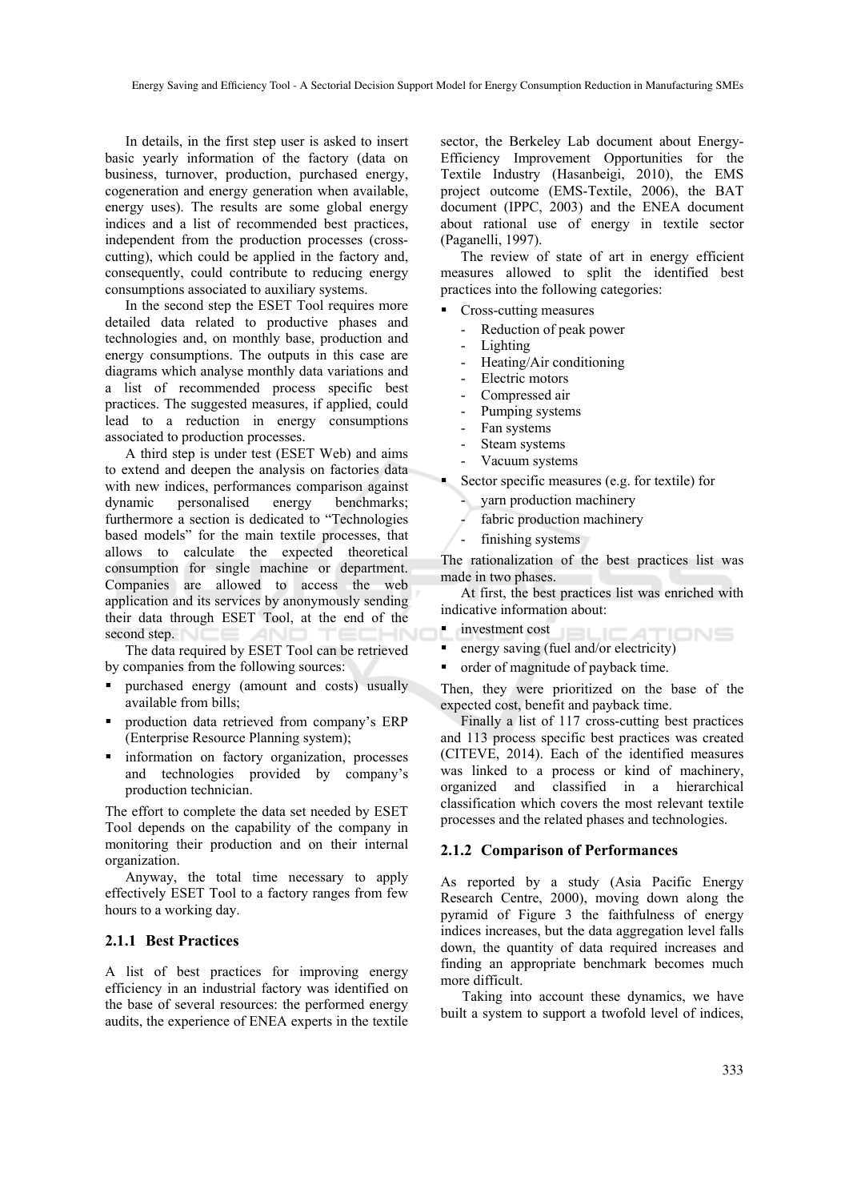In details, in the first step user is asked to insert basic yearly information of the factory (data on business, turnover, production, purchased energy, cogeneration and energy generation when available, energy uses). The results are some global energy indices and a list of recommended best practices, independent from the production processes (cross-cutting), which could be applied in the factory and, consequently, could contribute to reducing energy consumptions associated to auxiliary systems.

In the second step the ESET Tool requires more detailed data related to productive phases and technologies and, on monthly base, production and energy consumptions. The outputs in this case are diagrams which analyse monthly data variations and a list of recommended process specific best practices. The suggested measures, if applied, could lead to a reduction in energy consumptions associated to production processes.

A third step is under test (ESET Web) and aims to extend and deepen the analysis on factories data with new indices, performances comparison against dynamic personalised energy benchmarks; furthermore a section is dedicated to "Technologies based models" for the main textile processes, that allows to calculate the expected theoretical consumption for single machine or department. Companies are allowed to access the web application and its services by anonymously sending their data through ESET Tool, at the end of the second step.

The data required by ESET Tool can be retrieved by companies from the following sources:

- purchased energy (amount and costs) usually available from bills;
- production data retrieved from company's ERP (Enterprise Resource Planning system);
- information on factory organization, processes and technologies provided by company's production technician.

The effort to complete the data set needed by ESET Tool depends on the capability of the company in monitoring their production and on their internal organization.

Anyway, the total time necessary to apply effectively ESET Tool to a factory ranges from few hours to a working day.

### 2.1.1 Best Practices

A list of best practices for improving energy efficiency in an industrial factory was identified on the base of several resources: the performed energy audits, the experience of ENEA experts in the textile sector, the Berkeley Lab document about Energy-Efficiency Improvement Opportunities for the Textile Industry (Hasanbeigi, 2010), the EMS project outcome (EMS-Textile, 2006), the BAT document (IPPC, 2003) and the ENEA document about rational use of energy in textile sector (Paganelli, 1997).

The review of state of art in energy efficient measures allowed to split the identified best practices into the following categories:

- Cross-cutting measures
  - Reduction of peak power
  - Lighting
  - Heating/Air conditioning
  - Electric motors
  - Compressed air
  - Pumping systems
  - Fan systems
  - Steam systems
  - Vacuum systems
- Sector specific measures (e.g. for textile) for
  - yarn production machinery
  - fabric production machinery
  - finishing systems

The rationalization of the best practices list was made in two phases.

At first, the best practices list was enriched with indicative information about:

- investment cost
- energy saving (fuel and/or electricity)
- order of magnitude of payback time.

Then, they were prioritized on the base of the expected cost, benefit and payback time.

Finally a list of 117 cross-cutting best practices and 113 process specific best practices was created (CITEVE, 2014). Each of the identified measures was linked to a process or kind of machinery, organized and classified in a hierarchical classification which covers the most relevant textile processes and the related phases and technologies.

### 2.1.2 Comparison of Performances

As reported by a study (Asia Pacific Energy Research Centre, 2000), moving down along the pyramid of Figure 3 the faithfulness of energy indices increases, but the data aggregation level falls down, the quantity of data required increases and finding an appropriate benchmark becomes much more difficult.

Taking into account these dynamics, we have built a system to support a twofold level of indices,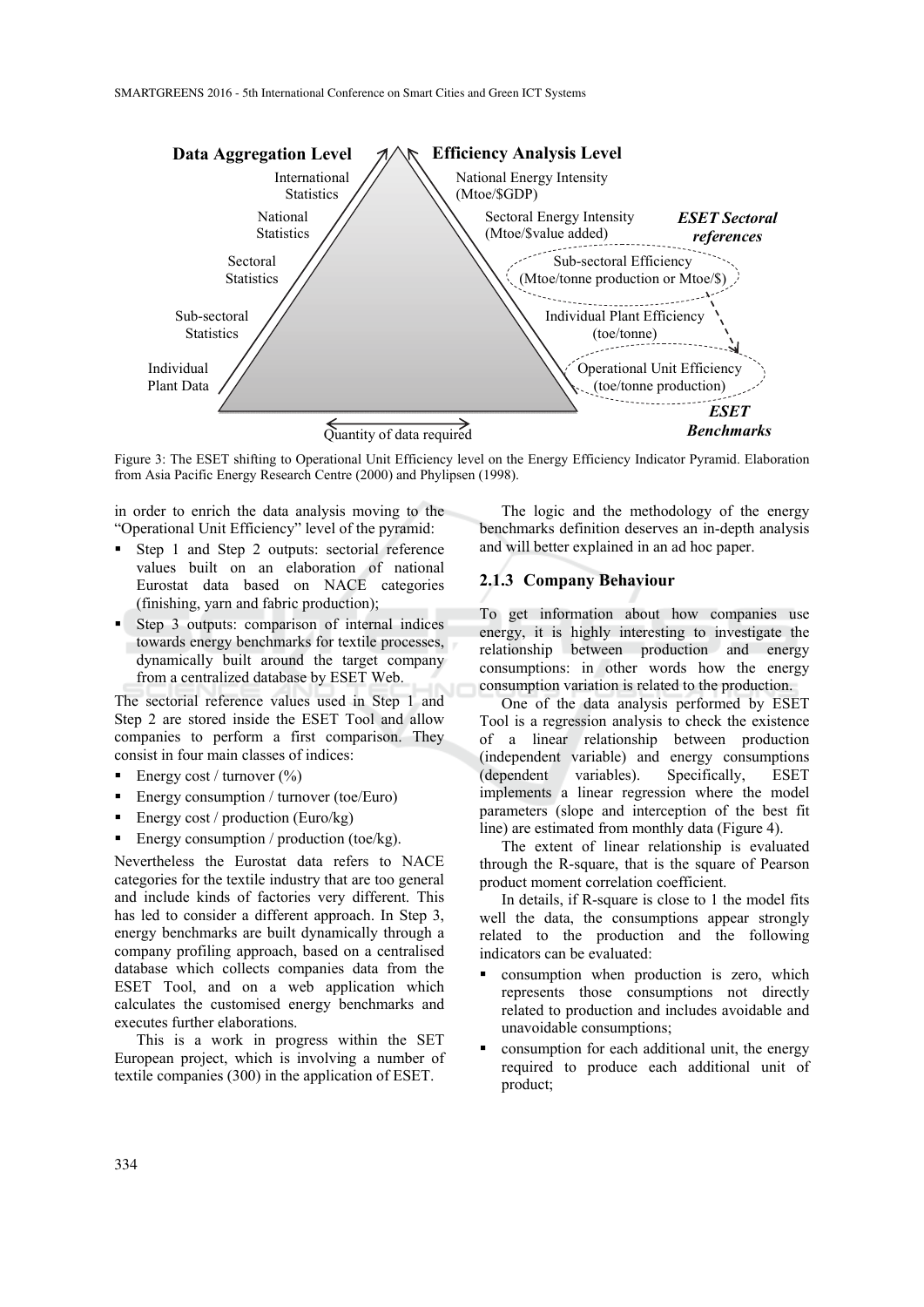Figure 3: The ESET shifting to Operational Unit Efficiency level on the Energy Efficiency Indicator Pyramid. Elaboration from Asia Pacific Energy Research Centre (2000) and Phylipsen (1998).

in order to enrich the data analysis moving to the "Operational Unit Efficiency" level of the pyramid:

- Step 1 and Step 2 outputs: sectorial reference values built on an elaboration of national Eurostat data based on NACE categories (finishing, yarn and fabric production);
- Step 3 outputs: comparison of internal indices towards energy benchmarks for textile processes, dynamically built around the target company from a centralized database by ESET Web.

The sectorial reference values used in Step 1 and Step 2 are stored inside the ESET Tool and allow companies to perform a first comparison. They consist in four main classes of indices:

- Energy cost / turnover (%)
- Energy consumption / turnover (toe/Euro)
- Energy cost / production (Euro/kg)
- Energy consumption / production (toe/kg).

Nevertheless the Eurostat data refers to NACE categories for the textile industry that are too general and include kinds of factories very different. This has led to consider a different approach. In Step 3, energy benchmarks are built dynamically through a company profiling approach, based on a centralised database which collects companies data from the ESET Tool, and on a web application which calculates the customised energy benchmarks and executes further elaborations.

This is a work in progress within the SET European project, which is involving a number of textile companies (300) in the application of ESET.

The logic and the methodology of the energy benchmarks definition deserves an in-depth analysis and will better explained in an ad hoc paper.

### 2.1.3 Company Behaviour

To get information about how companies use energy, it is highly interesting to investigate the relationship between production and energy consumptions: in other words how the energy consumption variation is related to the production.

One of the data analysis performed by ESET Tool is a regression analysis to check the existence of a linear relationship between production (independent variable) and energy consumptions (dependent variables). Specifically, ESET implements a linear regression where the model parameters (slope and interception of the best fit line) are estimated from monthly data (Figure 4).

The extent of linear relationship is evaluated through the R-square, that is the square of Pearson product moment correlation coefficient.

In details, if R-square is close to 1 the model fits well the data, the consumptions appear strongly related to the production and the following indicators can be evaluated:

- consumption when production is zero, which represents those consumptions not directly related to production and includes avoidable and unavoidable consumptions;
- consumption for each additional unit, the energy required to produce each additional unit of product;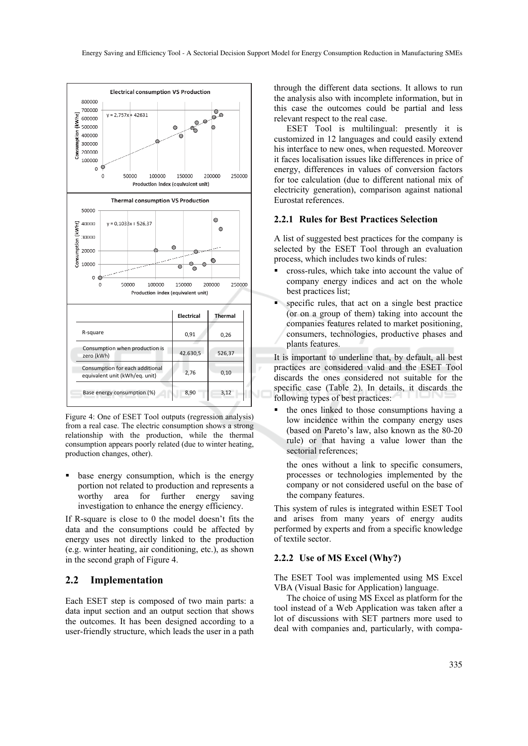| | Electrical | Thermal |
|---|---|---|
| R-square | 0,91 | 0,26 |
| Consumption when production is zero (kWh) | 42.630,5 | 526,37 |
| Consumption for each additional equivalent unit (kWh/eq. unit) | 2,76 | 0,10 |
| Base energy consumption (%) | 8,90 | 3,12 |

Figure 4: One of ESET Tool outputs (regression analysis) from a real case. The electric consumption shows a strong relationship with the production, while the thermal consumption appears poorly related (due to winter heating, production changes, other).

- base energy consumption, which is the energy portion not related to production and represents a worthy area for further energy saving investigation to enhance the energy efficiency.

If R-square is close to 0 the model doesn't fits the data and the consumptions could be affected by energy uses not directly linked to the production (e.g. winter heating, air conditioning, etc.), as shown in the second graph of Figure 4.

## 2.2 Implementation

Each ESET step is composed of two main parts: a data input section and an output section that shows the outcomes. It has been designed according to a user-friendly structure, which leads the user in a path through the different data sections. It allows to run the analysis also with incomplete information, but in this case the outcomes could be partial and less relevant respect to the real case.

ESET Tool is multilingual: presently it is customized in 12 languages and could easily extend his interface to new ones, when requested. Moreover it faces localisation issues like differences in price of energy, differences in values of conversion factors for toe calculation (due to different national mix of electricity generation), comparison against national Eurostat references.

### 2.2.1 Rules for Best Practices Selection

A list of suggested best practices for the company is selected by the ESET Tool through an evaluation process, which includes two kinds of rules:

- cross-rules, which take into account the value of company energy indices and act on the whole best practices list;
- specific rules, that act on a single best practice (or on a group of them) taking into account the companies features related to market positioning, consumers, technologies, productive phases and plants features.

It is important to underline that, by default, all best practices are considered valid and the ESET Tool discards the ones considered not suitable for the specific case (Table 2). In details, it discards the following types of best practices:

- the ones linked to those consumptions having a low incidence within the company energy uses (based on Pareto's law, also known as the 80-20 rule) or that having a value lower than the sectorial references;

  the ones without a link to specific consumers, processes or technologies implemented by the company or not considered useful on the base of the company features.

This system of rules is integrated within ESET Tool and arises from many years of energy audits performed by experts and from a specific knowledge of textile sector.

### 2.2.2 Use of MS Excel (Why?)

The ESET Tool was implemented using MS Excel VBA (Visual Basic for Application) language.

The choice of using MS Excel as platform for the tool instead of a Web Application was taken after a lot of discussions with SET partners more used to deal with companies and, particularly, with compa-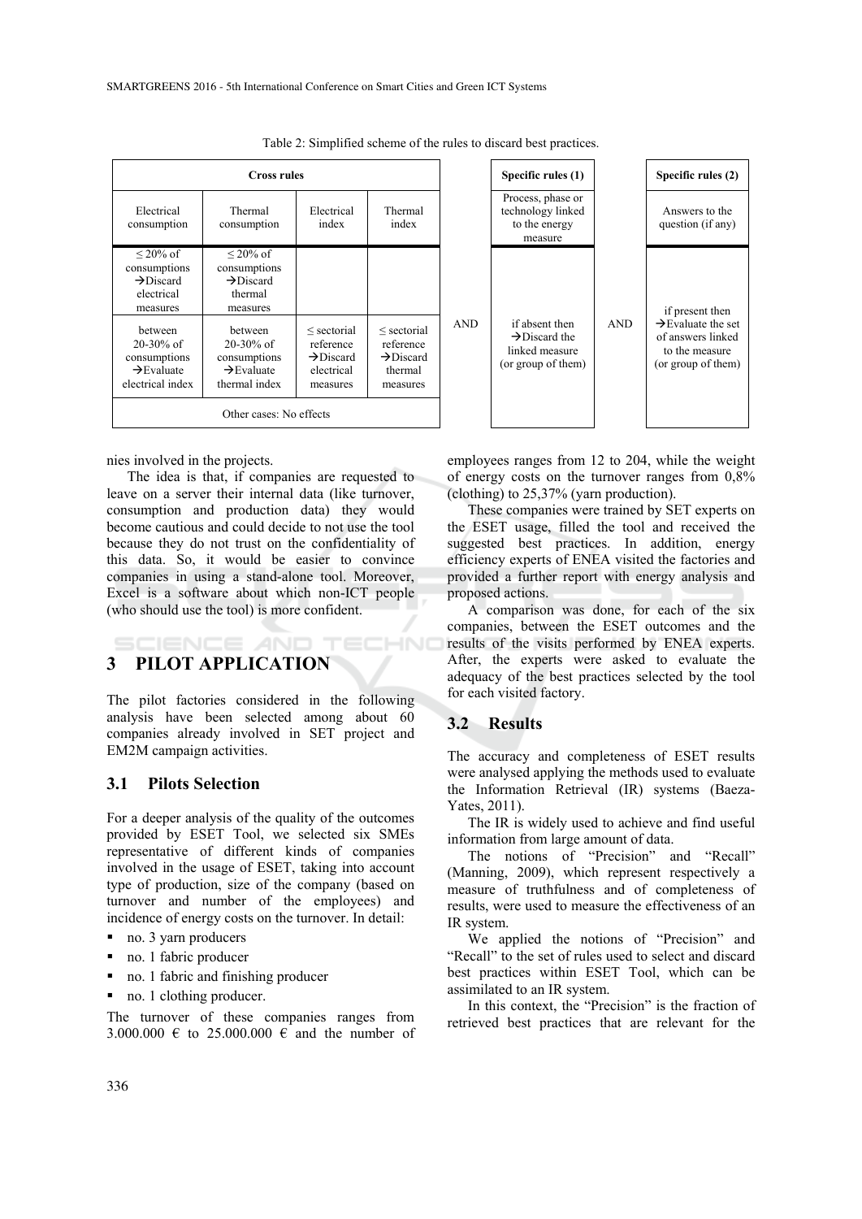Table 2: Simplified scheme of the rules to discard best practices.

| Cross rules | | | | | Specific rules (1) | | Specific rules (2) |
|---|---|---|---|---|---|---|---|
| Electrical consumption | Thermal consumption | Electrical index | Thermal index | | Process, phase or technology linked to the energy measure | | Answers to the question (if any) |
| ≤ 20% of consumptions →Discard electrical measures | ≤ 20% of consumptions →Discard thermal measures | | | AND | if absent then →Discard the linked measure (or group of them) | AND | if present then →Evaluate the set of answers linked to the measure (or group of them) |
| between 20-30% of consumptions →Evaluate electrical index | between 20-30% of consumptions →Evaluate thermal index | ≤ sectorial reference →Discard electrical measures | ≤ sectorial reference →Discard thermal measures | | | | |
| Other cases: No effects | | | | | | | |

nies involved in the projects.

The idea is that, if companies are requested to leave on a server their internal data (like turnover, consumption and production data) they would become cautious and could decide to not use the tool because they do not trust on the confidentiality of this data. So, it would be easier to convince companies in using a stand-alone tool. Moreover, Excel is a software about which non-ICT people (who should use the tool) is more confident.

## 3 PILOT APPLICATION

The pilot factories considered in the following analysis have been selected among about 60 companies already involved in SET project and EM2M campaign activities.

### 3.1 Pilots Selection

For a deeper analysis of the quality of the outcomes provided by ESET Tool, we selected six SMEs representative of different kinds of companies involved in the usage of ESET, taking into account type of production, size of the company (based on turnover and number of the employees) and incidence of energy costs on the turnover. In detail:

- no. 3 yarn producers
- no. 1 fabric producer
- no. 1 fabric and finishing producer
- no. 1 clothing producer.

The turnover of these companies ranges from 3.000.000 € to 25.000.000 € and the number of employees ranges from 12 to 204, while the weight of energy costs on the turnover ranges from 0,8% (clothing) to 25,37% (yarn production).

These companies were trained by SET experts on the ESET usage, filled the tool and received the suggested best practices. In addition, energy efficiency experts of ENEA visited the factories and provided a further report with energy analysis and proposed actions.

A comparison was done, for each of the six companies, between the ESET outcomes and the results of the visits performed by ENEA experts. After, the experts were asked to evaluate the adequacy of the best practices selected by the tool for each visited factory.

### 3.2 Results

The accuracy and completeness of ESET results were analysed applying the methods used to evaluate the Information Retrieval (IR) systems (Baeza-Yates, 2011).

The IR is widely used to achieve and find useful information from large amount of data.

The notions of "Precision" and "Recall" (Manning, 2009), which represent respectively a measure of truthfulness and of completeness of results, were used to measure the effectiveness of an IR system.

We applied the notions of "Precision" and "Recall" to the set of rules used to select and discard best practices within ESET Tool, which can be assimilated to an IR system.

In this context, the "Precision" is the fraction of retrieved best practices that are relevant for the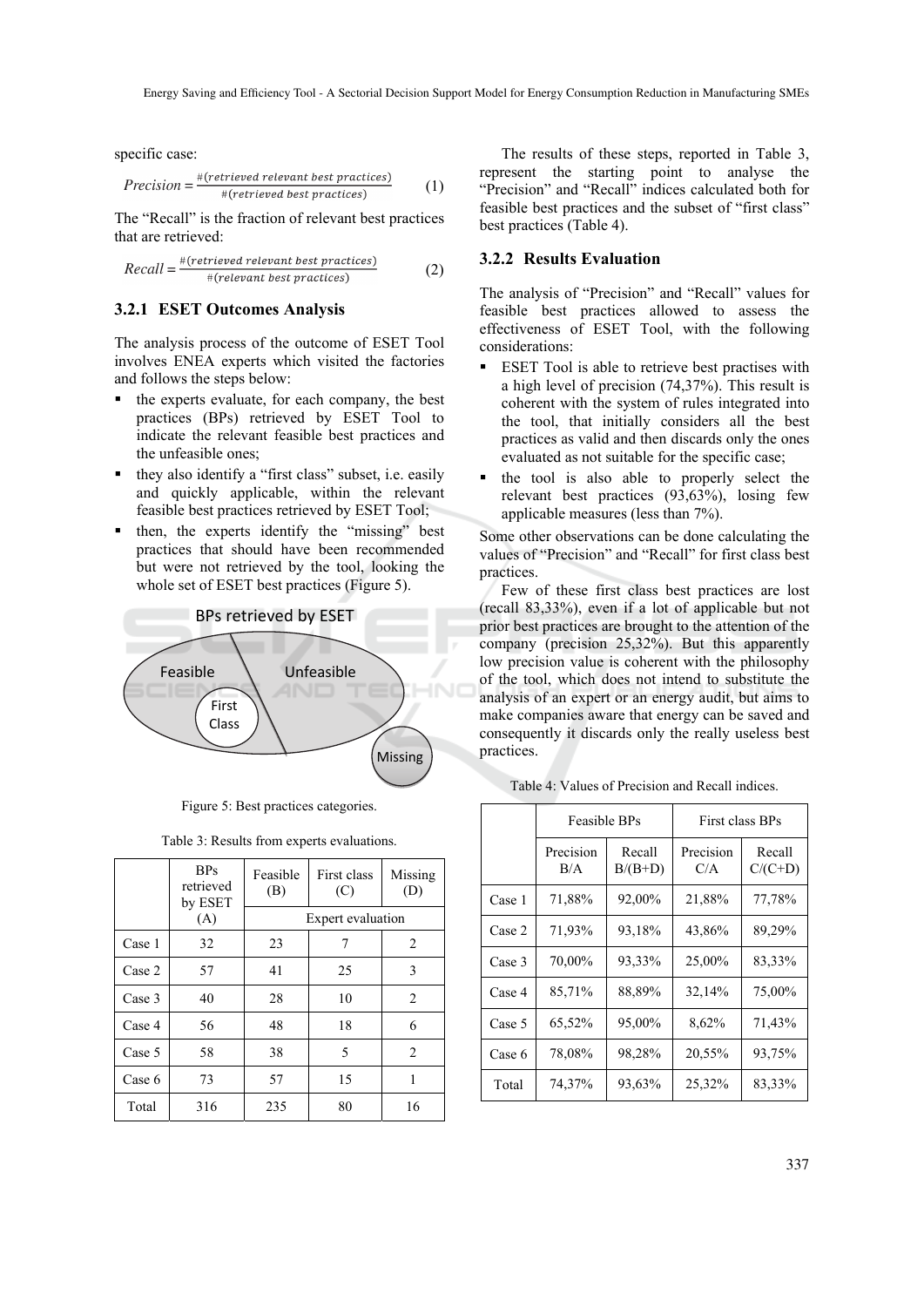specific case:

$$Precision = \frac{\#(retrieved\ relevant\ best\ practices)}{\#(retrieved\ best\ practices)} \quad (1)$$

The "Recall" is the fraction of relevant best practices that are retrieved:

$$Recall = \frac{\#(retrieved\ relevant\ best\ practices)}{\#(relevant\ best\ practices)} \quad (2)$$

### 3.2.1 ESET Outcomes Analysis

The analysis process of the outcome of ESET Tool involves ENEA experts which visited the factories and follows the steps below:

- the experts evaluate, for each company, the best practices (BPs) retrieved by ESET Tool to indicate the relevant feasible best practices and the unfeasible ones;
- they also identify a "first class" subset, i.e. easily and quickly applicable, within the relevant feasible best practices retrieved by ESET Tool;
- then, the experts identify the "missing" best practices that should have been recommended but were not retrieved by the tool, looking the whole set of ESET best practices (Figure 5).

BPs retrieved by ESET

Feasible | Unfeasible | First Class | Missing

Figure 5: Best practices categories.

Table 3: Results from experts evaluations.

| | BPs retrieved by ESET (A) | Feasible (B) | First class (C) | Missing (D) |
|---|---|---|---|---|
| | | Expert evaluation | | |
| Case 1 | 32 | 23 | 7 | 2 |
| Case 2 | 57 | 41 | 25 | 3 |
| Case 3 | 40 | 28 | 10 | 2 |
| Case 4 | 56 | 48 | 18 | 6 |
| Case 5 | 58 | 38 | 5 | 2 |
| Case 6 | 73 | 57 | 15 | 1 |
| Total | 316 | 235 | 80 | 16 |

The results of these steps, reported in Table 3, represent the starting point to analyse the "Precision" and "Recall" indices calculated both for feasible best practices and the subset of "first class" best practices (Table 4).

### 3.2.2 Results Evaluation

The analysis of "Precision" and "Recall" values for feasible best practices allowed to assess the effectiveness of ESET Tool, with the following considerations:

- ESET Tool is able to retrieve best practises with a high level of precision (74,37%). This result is coherent with the system of rules integrated into the tool, that initially considers all the best practices as valid and then discards only the ones evaluated as not suitable for the specific case;
- the tool is also able to properly select the relevant best practices (93,63%), losing few applicable measures (less than 7%).

Some other observations can be done calculating the values of "Precision" and "Recall" for first class best practices.

Few of these first class best practices are lost (recall 83,33%), even if a lot of applicable but not prior best practices are brought to the attention of the company (precision 25,32%). But this apparently low precision value is coherent with the philosophy of the tool, which does not intend to substitute the analysis of an expert or an energy audit, but aims to make companies aware that energy can be saved and consequently it discards only the really useless best practices.

Table 4: Values of Precision and Recall indices.

| | Feasible BPs | | First class BPs | |
|---|---|---|---|---|
| | Precision B/A | Recall B/(B+D) | Precision C/A | Recall C/(C+D) |
| Case 1 | 71,88% | 92,00% | 21,88% | 77,78% |
| Case 2 | 71,93% | 93,18% | 43,86% | 89,29% |
| Case 3 | 70,00% | 93,33% | 25,00% | 83,33% |
| Case 4 | 85,71% | 88,89% | 32,14% | 75,00% |
| Case 5 | 65,52% | 95,00% | 8,62% | 71,43% |
| Case 6 | 78,08% | 98,28% | 20,55% | 93,75% |
| Total | 74,37% | 93,63% | 25,32% | 83,33% |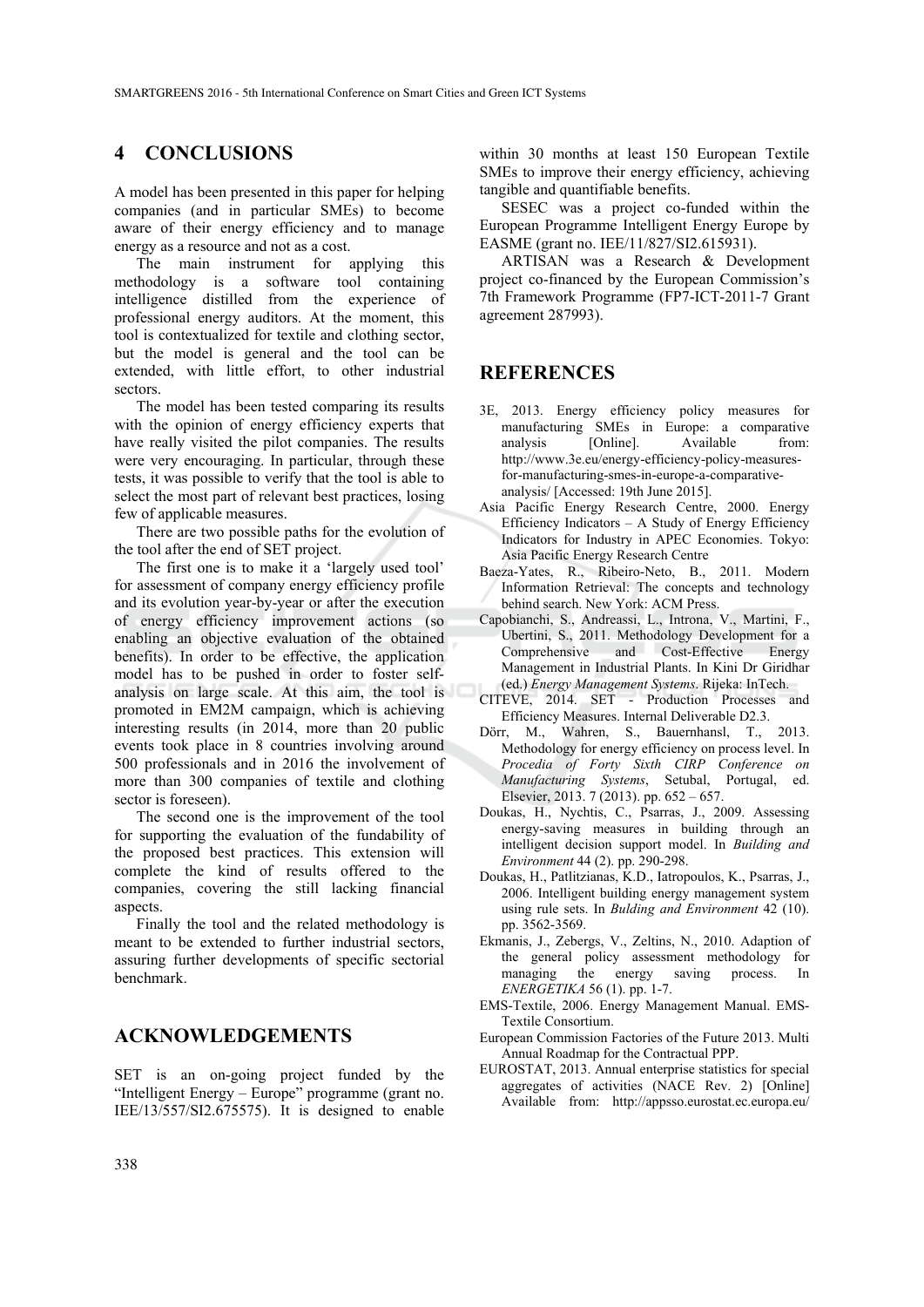## 4 CONCLUSIONS

A model has been presented in this paper for helping companies (and in particular SMEs) to become aware of their energy efficiency and to manage energy as a resource and not as a cost.

The main instrument for applying this methodology is a software tool containing intelligence distilled from the experience of professional energy auditors. At the moment, this tool is contextualized for textile and clothing sector, but the model is general and the tool can be extended, with little effort, to other industrial sectors.

The model has been tested comparing its results with the opinion of energy efficiency experts that have really visited the pilot companies. The results were very encouraging. In particular, through these tests, it was possible to verify that the tool is able to select the most part of relevant best practices, losing few of applicable measures.

There are two possible paths for the evolution of the tool after the end of SET project.

The first one is to make it a 'largely used tool' for assessment of company energy efficiency profile and its evolution year-by-year or after the execution of energy efficiency improvement actions (so enabling an objective evaluation of the obtained benefits). In order to be effective, the application model has to be pushed in order to foster self-analysis on large scale. At this aim, the tool is promoted in EM2M campaign, which is achieving interesting results (in 2014, more than 20 public events took place in 8 countries involving around 500 professionals and in 2016 the involvement of more than 300 companies of textile and clothing sector is foreseen).

The second one is the improvement of the tool for supporting the evaluation of the fundability of the proposed best practices. This extension will complete the kind of results offered to the companies, covering the still lacking financial aspects.

Finally the tool and the related methodology is meant to be extended to further industrial sectors, assuring further developments of specific sectorial benchmark.

## ACKNOWLEDGEMENTS

SET is an on-going project funded by the "Intelligent Energy – Europe" programme (grant no. IEE/13/557/SI2.675575). It is designed to enable within 30 months at least 150 European Textile SMEs to improve their energy efficiency, achieving tangible and quantifiable benefits.

SESEC was a project co-funded within the European Programme Intelligent Energy Europe by EASME (grant no. IEE/11/827/SI2.615931).

ARTISAN was a Research & Development project co-financed by the European Commission's 7th Framework Programme (FP7-ICT-2011-7 Grant agreement 287993).

## REFERENCES

3E, 2013. Energy efficiency policy measures for manufacturing SMEs in Europe: a comparative analysis [Online]. Available from: http://www.3e.eu/energy-efficiency-policy-measures-for-manufacturing-smes-in-europe-a-comparative-analysis/ [Accessed: 19th June 2015].

Asia Pacific Energy Research Centre, 2000. Energy Efficiency Indicators – A Study of Energy Efficiency Indicators for Industry in APEC Economies. Tokyo: Asia Pacific Energy Research Centre

Baeza-Yates, R., Ribeiro-Neto, B., 2011. Modern Information Retrieval: The concepts and technology behind search. New York: ACM Press.

Capobianchi, S., Andreassi, L., Introna, V., Martini, F., Ubertini, S., 2011. Methodology Development for a Comprehensive and Cost-Effective Energy Management in Industrial Plants. In Kini Dr Giridhar (ed.) *Energy Management Systems*. Rijeka: InTech.

CITEVE, 2014. SET - Production Processes and Efficiency Measures. Internal Deliverable D2.3.

Dörr, M., Wahren, S., Bauernhansl, T., 2013. Methodology for energy efficiency on process level. In *Procedia of Forty Sixth CIRP Conference on Manufacturing Systems*, Setubal, Portugal, ed. Elsevier, 2013. 7 (2013). pp. 652 – 657.

Doukas, H., Nychtis, C., Psarras, J., 2009. Assessing energy-saving measures in building through an intelligent decision support model. In *Building and Environment* 44 (2). pp. 290-298.

Doukas, H., Patlitzianas, K.D., Iatropoulos, K., Psarras, J., 2006. Intelligent building energy management system using rule sets. In *Bulding and Environment* 42 (10). pp. 3562-3569.

Ekmanis, J., Zebergs, V., Zeltins, N., 2010. Adaption of the general policy assessment methodology for managing the energy saving process. In *ENERGETIKA* 56 (1). pp. 1-7.

EMS-Textile, 2006. Energy Management Manual. EMS-Textile Consortium.

European Commission Factories of the Future 2013. Multi Annual Roadmap for the Contractual PPP.

EUROSTAT, 2013. Annual enterprise statistics for special aggregates of activities (NACE Rev. 2) [Online] Available from: http://appsso.eurostat.ec.europa.eu/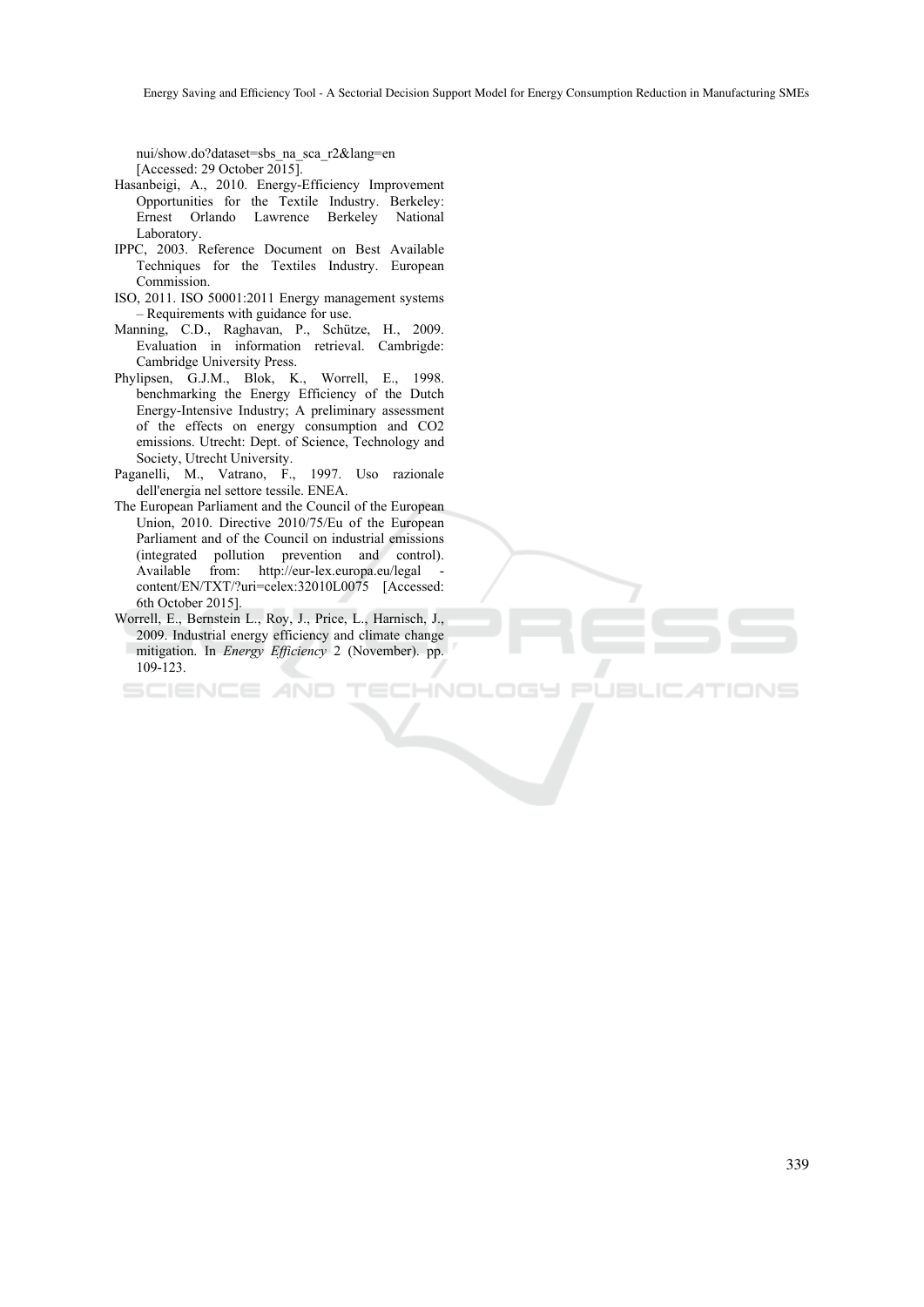nui/show.do?dataset=sbs_na_sca_r2&lang=en [Accessed: 29 October 2015].

Hasanbeigi, A., 2010. Energy-Efficiency Improvement Opportunities for the Textile Industry. Berkeley: Ernest Orlando Lawrence Berkeley National Laboratory.

IPPC, 2003. Reference Document on Best Available Techniques for the Textiles Industry. European Commission.

ISO, 2011. ISO 50001:2011 Energy management systems – Requirements with guidance for use.

Manning, C.D., Raghavan, P., Schütze, H., 2009. Evaluation in information retrieval. Cambrigde: Cambridge University Press.

Phylipsen, G.J.M., Blok, K., Worrell, E., 1998. benchmarking the Energy Efficiency of the Dutch Energy-Intensive Industry; A preliminary assessment of the effects on energy consumption and CO2 emissions. Utrecht: Dept. of Science, Technology and Society, Utrecht University.

Paganelli, M., Vatrano, F., 1997. Uso razionale dell'energia nel settore tessile. ENEA.

The European Parliament and the Council of the European Union, 2010. Directive 2010/75/Eu of the European Parliament and of the Council on industrial emissions (integrated pollution prevention and control). Available from: http://eur-lex.europa.eu/legal - content/EN/TXT/?uri=celex:32010L0075 [Accessed: 6th October 2015].

Worrell, E., Bernstein L., Roy, J., Price, L., Harnisch, J., 2009. Industrial energy efficiency and climate change mitigation. In *Energy Efficiency* 2 (November). pp. 109-123.